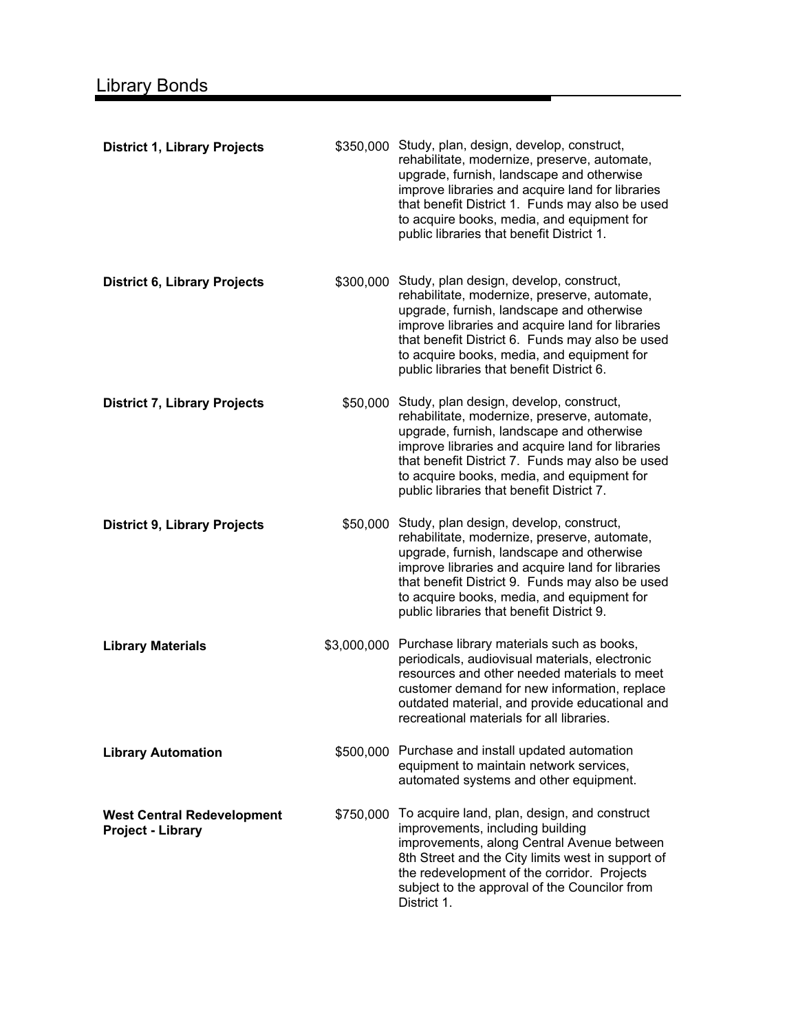# Library Bonds

| | | |
|---|---|---|
| **District 1, Library Projects** | $350,000 | Study, plan, design, develop, construct, rehabilitate, modernize, preserve, automate, upgrade, furnish, landscape and otherwise improve libraries and acquire land for libraries that benefit District 1. Funds may also be used to acquire books, media, and equipment for public libraries that benefit District 1. |
| **District 6, Library Projects** | $300,000 | Study, plan design, develop, construct, rehabilitate, modernize, preserve, automate, upgrade, furnish, landscape and otherwise improve libraries and acquire land for libraries that benefit District 6. Funds may also be used to acquire books, media, and equipment for public libraries that benefit District 6. |
| **District 7, Library Projects** | $50,000 | Study, plan design, develop, construct, rehabilitate, modernize, preserve, automate, upgrade, furnish, landscape and otherwise improve libraries and acquire land for libraries that benefit District 7. Funds may also be used to acquire books, media, and equipment for public libraries that benefit District 7. |
| **District 9, Library Projects** | $50,000 | Study, plan design, develop, construct, rehabilitate, modernize, preserve, automate, upgrade, furnish, landscape and otherwise improve libraries and acquire land for libraries that benefit District 9. Funds may also be used to acquire books, media, and equipment for public libraries that benefit District 9. |
| **Library Materials** | $3,000,000 | Purchase library materials such as books, periodicals, audiovisual materials, electronic resources and other needed materials to meet customer demand for new information, replace outdated material, and provide educational and recreational materials for all libraries. |
| **Library Automation** | $500,000 | Purchase and install updated automation equipment to maintain network services, automated systems and other equipment. |
| **West Central Redevelopment Project - Library** | $750,000 | To acquire land, plan, design, and construct improvements, including building improvements, along Central Avenue between 8th Street and the City limits west in support of the redevelopment of the corridor. Projects subject to the approval of the Councilor from District 1. |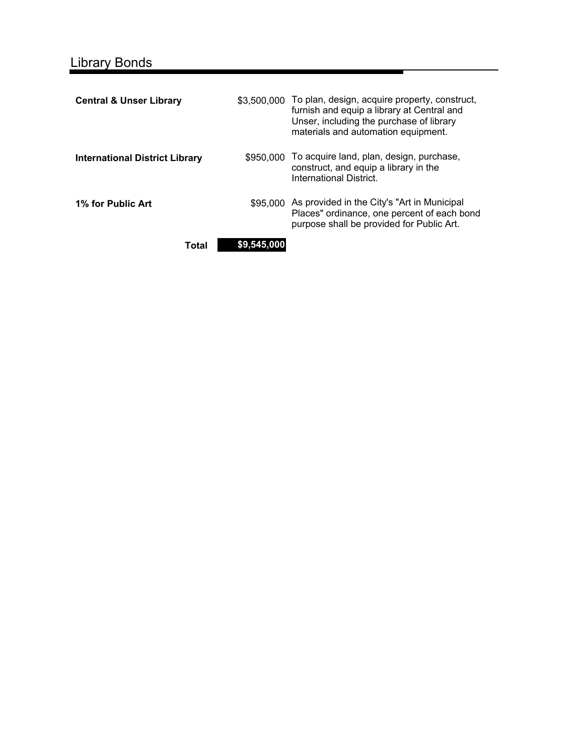## Library Bonds

| | | |
|---|---|---|
| **Central & Unser Library** | $3,500,000 | To plan, design, acquire property, construct, furnish and equip a library at Central and Unser, including the purchase of library materials and automation equipment. |
| **International District Library** | $950,000 | To acquire land, plan, design, purchase, construct, and equip a library in the International District. |
| **1% for Public Art** | $95,000 | As provided in the City's "Art in Municipal Places" ordinance, one percent of each bond purpose shall be provided for Public Art. |
| **Total** | **$9,545,000** | |